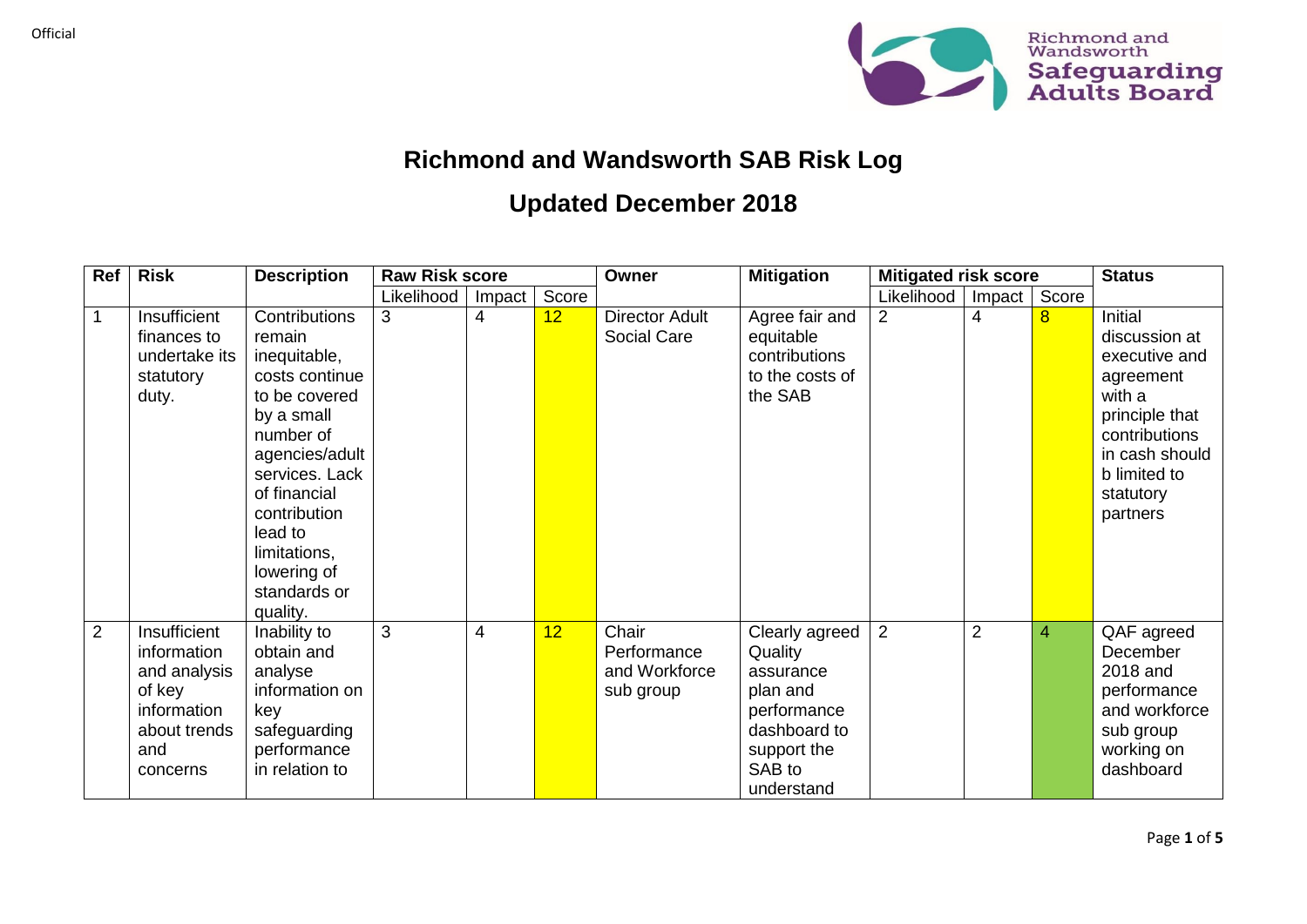# Richmond and Wandsworth SAB Risk Log

## Updated December 2018

| Ref | Risk | Description | Raw Risk score | | | Owner | Mitigation | Mitigated risk score | | | Status |
|---|---|---|---|---|---|---|---|---|---|---|---|
| | | | Likelihood | Impact | Score | | | Likelihood | Impact | Score | |
| 1 | Insufficient finances to undertake its statutory duty. | Contributions remain inequitable, costs continue to be covered by a small number of agencies/adult services. Lack of financial contribution lead to limitations, lowering of standards or quality. | 3 | 4 | 12 | Director Adult Social Care | Agree fair and equitable contributions to the costs of the SAB | 2 | 4 | 8 | Initial discussion at executive and agreement with a principle that contributions in cash should b limited to statutory partners |
| 2 | Insufficient information and analysis of key information about trends and concerns | Inability to obtain and analyse information on key safeguarding performance in relation to | 3 | 4 | 12 | Chair Performance and Workforce sub group | Clearly agreed Quality assurance plan and performance dashboard to support the SAB to understand | 2 | 2 | 4 | QAF agreed December 2018 and performance and workforce sub group working on dashboard |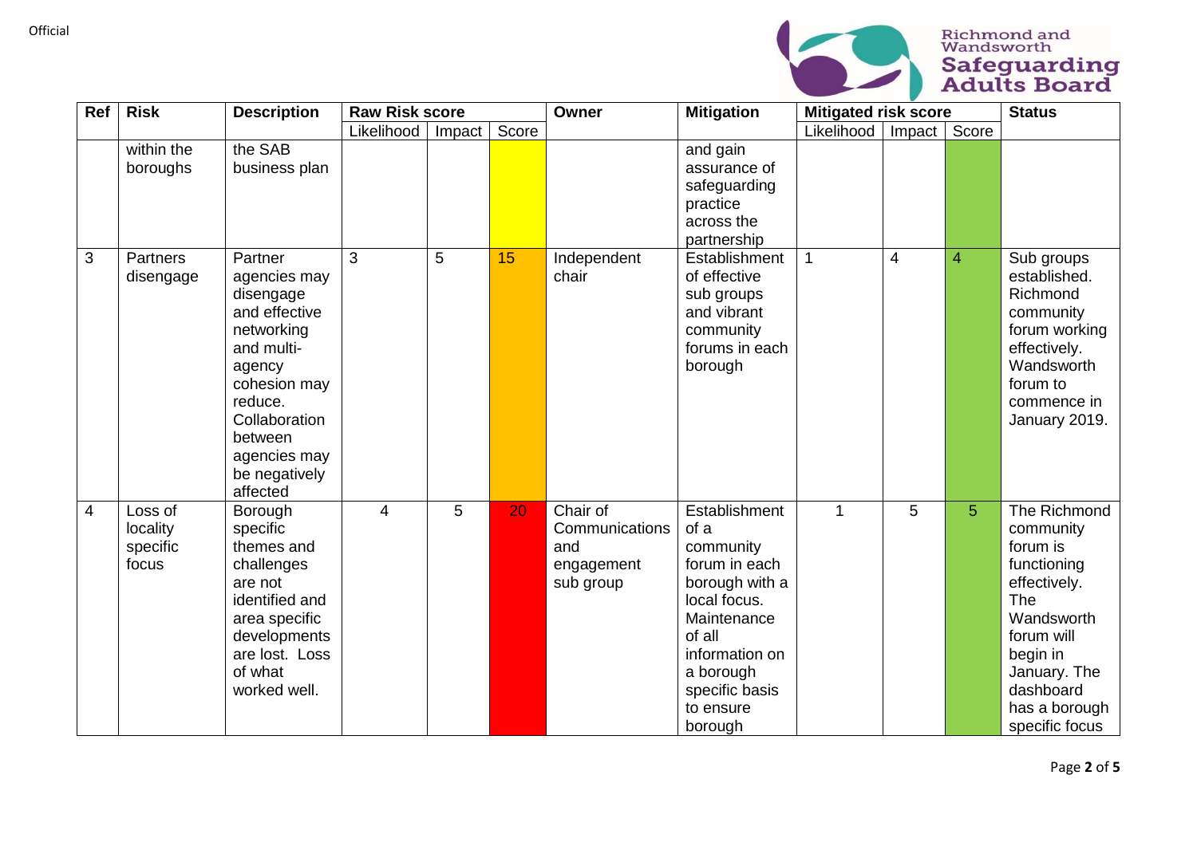| Ref | Risk | Description | Raw Risk score | | | Owner | Mitigation | Mitigated risk score | | | Status |
|---|---|---|---|---|---|---|---|---|---|---|---|
| | | | Likelihood | Impact | Score | | | Likelihood | Impact | Score | |
| | within the boroughs | the SAB business plan | | | | | and gain assurance of safeguarding practice across the partnership | | | | |
| 3 | Partners disengage | Partner agencies may disengage and effective networking and multi-agency cohesion may reduce. Collaboration between agencies may be negatively affected | 3 | 5 | 15 | Independent chair | Establishment of effective sub groups and vibrant community forums in each borough | 1 | 4 | 4 | Sub groups established. Richmond community forum working effectively. Wandsworth forum to commence in January 2019. |
| 4 | Loss of locality specific focus | Borough specific themes and challenges are not identified and area specific developments are lost. Loss of what worked well. | 4 | 5 | 20 | Chair of Communications and engagement sub group | Establishment of a community forum in each borough with a local focus. Maintenance of all information on a borough specific basis to ensure borough | 1 | 5 | 5 | The Richmond community forum is functioning effectively. The Wandsworth forum will begin in January. The dashboard has a borough specific focus |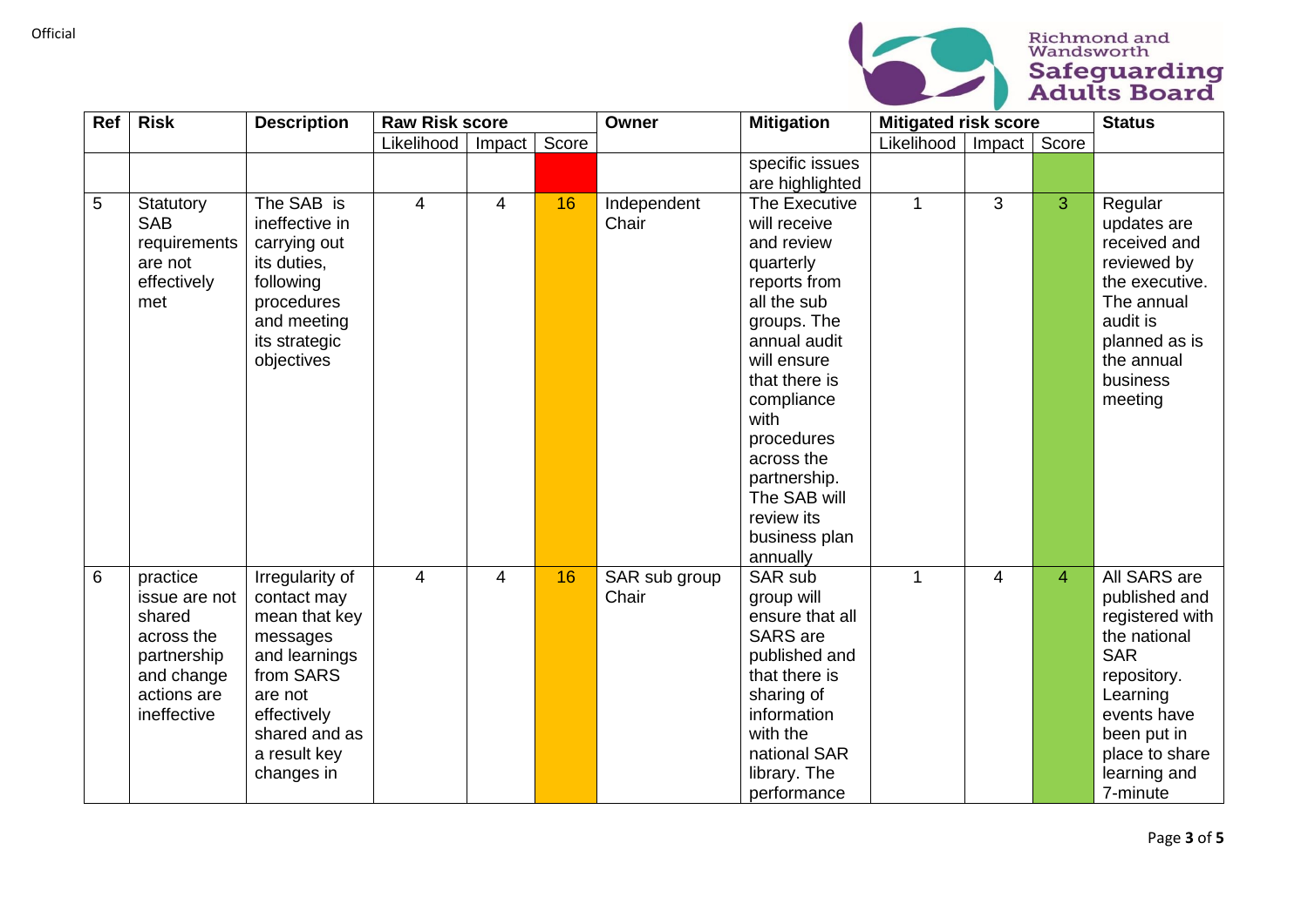| Ref | Risk | Description | Raw Risk score | | | Owner | Mitigation | Mitigated risk score | | | Status |
|---|---|---|---|---|---|---|---|---|---|---|---|
| | | | Likelihood | Impact | Score | | | Likelihood | Impact | Score | |
| | | | | | | | specific issues are highlighted | | | | |
| 5 | Statutory SAB requirements are not effectively met | The SAB is ineffective in carrying out its duties, following procedures and meeting its strategic objectives | 4 | 4 | 16 | Independent Chair | The Executive will receive and review quarterly reports from all the sub groups. The annual audit will ensure that there is compliance with procedures across the partnership. The SAB will review its business plan annually | 1 | 3 | 3 | Regular updates are received and reviewed by the executive. The annual audit is planned as is the annual business meeting |
| 6 | practice issue are not shared across the partnership and change actions are ineffective | Irregularity of contact may mean that key messages and learnings from SARS are not effectively shared and as a result key changes in | 4 | 4 | 16 | SAR sub group Chair | SAR sub group will ensure that all SARS are published and that there is sharing of information with the national SAR library. The performance | 1 | 4 | 4 | All SARS are published and registered with the national SAR repository. Learning events have been put in place to share learning and 7-minute |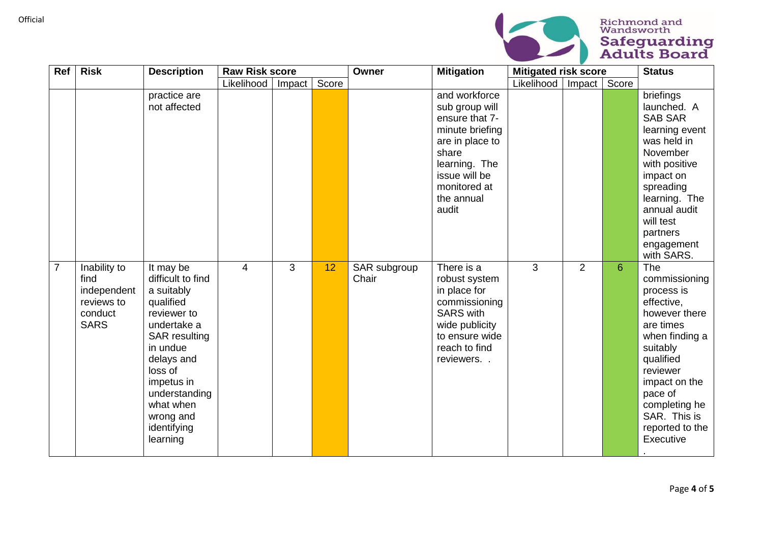| Ref | Risk | Description | Raw Risk score | | | Owner | Mitigation | Mitigated risk score | | | Status |
|---|---|---|---|---|---|---|---|---|---|---|---|
| | | | Likelihood | Impact | Score | | | Likelihood | Impact | Score | |
| | | practice are not affected | | | | | and workforce sub group will ensure that 7-minute briefing are in place to share learning. The issue will be monitored at the annual audit | | | | briefings launched. A SAB SAR learning event was held in November with positive impact on spreading learning. The annual audit will test partners engagement with SARS. |
| 7 | Inability to find independent reviews to conduct SARS | It may be difficult to find a suitably qualified reviewer to undertake a SAR resulting in undue delays and loss of impetus in understanding what when wrong and identifying learning | 4 | 3 | 12 | SAR subgroup Chair | There is a robust system in place for commissioning SARS with wide publicity to ensure wide reach to find reviewers. . | 3 | 2 | 6 | The commissioning process is effective, however there are times when finding a suitably qualified reviewer impact on the pace of completing he SAR. This is reported to the Executive . |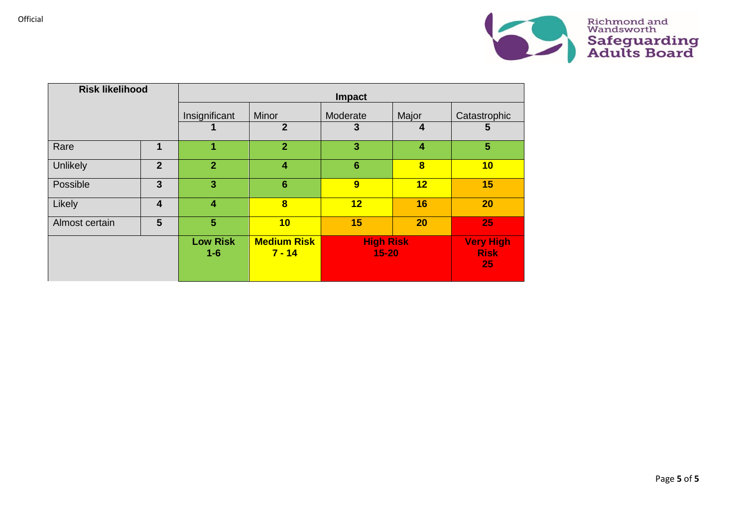| Risk likelihood | | Impact | | | | |
|---|---|---|---|---|---|---|
| | | Insignificant | Minor | Moderate | Major | Catastrophic |
| | | **1** | **2** | **3** | **4** | **5** |
| Rare | **1** | **1** | **2** | **3** | **4** | **5** |
| Unlikely | **2** | **2** | **4** | **6** | **8** | **10** |
| Possible | **3** | **3** | **6** | **9** | **12** | **15** |
| Likely | **4** | **4** | **8** | **12** | **16** | **20** |
| Almost certain | **5** | **5** | **10** | **15** | **20** | **25** |
| | | **Low Risk 1-6** | **Medium Risk 7 - 14** | **High Risk 15-20** | | **Very High Risk 25** |